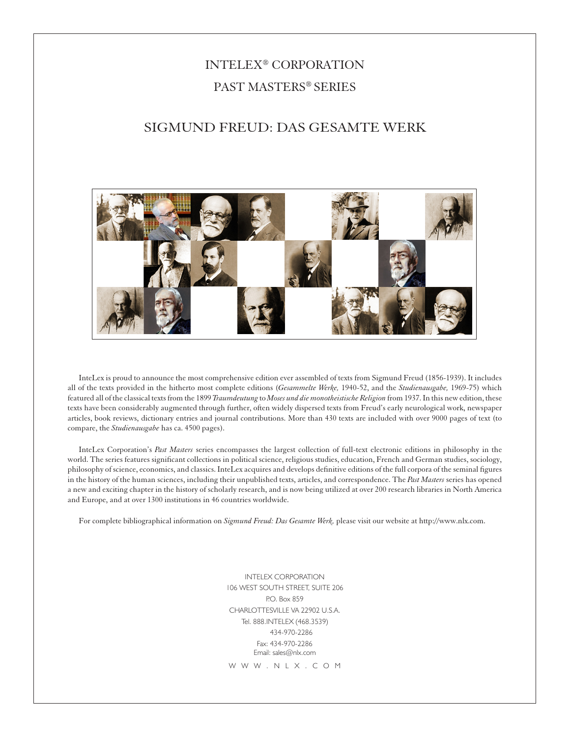# INTELEX® CORPORATION

## PAST MASTERS® SERIES

## SIGMUND FREUD: DAS GESAMTE WERK

InteLex is proud to announce the most comprehensive edition ever assembled of texts from Sigmund Freud (1856-1939). It includes all of the texts provided in the hitherto most complete editions (*Gesammelte Werke,* 1940-52, and the *Studienausgabe,* 1969-75) which featured all of the classical texts from the 1899 *Traumdeutung* to *Moses und die monotheistische Religion* from 1937. In this new edition, these texts have been considerably augmented through further, often widely dispersed texts from Freud's early neurological work, newspaper articles, book reviews, dictionary entries and journal contributions. More than 430 texts are included with over 9000 pages of text (to compare, the *Studienausgabe* has ca. 4500 pages).

InteLex Corporation's *Past Masters* series encompasses the largest collection of full-text electronic editions in philosophy in the world. The series features significant collections in political science, religious studies, education, French and German studies, sociology, philosophy of science, economics, and classics. InteLex acquires and develops definitive editions of the full corpora of the seminal figures in the history of the human sciences, including their unpublished texts, articles, and correspondence. The *Past Masters* series has opened a new and exciting chapter in the history of scholarly research, and is now being utilized at over 200 research libraries in North America and Europe, and at over 1300 institutions in 46 countries worldwide.

For complete bibliographical information on *Sigmund Freud: Das Gesamte Werk,* please visit our website at http://www.nlx.com.

INTELEX CORPORATION
106 WEST SOUTH STREET, SUITE 206
P.O. Box 859
CHARLOTTESVILLE VA 22902 U.S.A.
Tel. 888.INTELEX (468.3539)
434-970-2286
Fax: 434-970-2286
Email: sales@nlx.com

W W W . N L X . C O M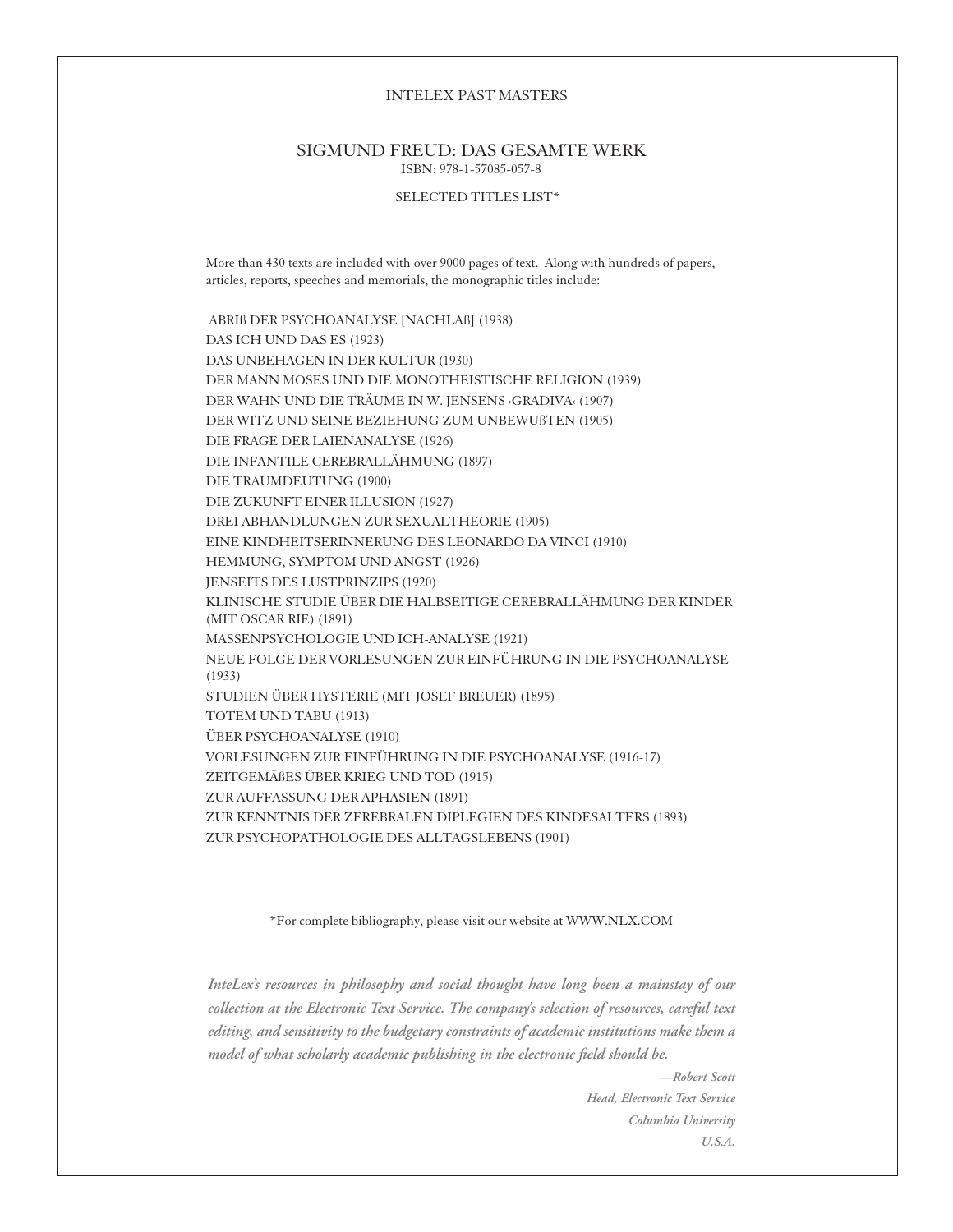INTELEX PAST MASTERS

# SIGMUND FREUD: DAS GESAMTE WERK

ISBN: 978-1-57085-057-8

SELECTED TITLES LIST*

More than 430 texts are included with over 9000 pages of text. Along with hundreds of papers, articles, reports, speeches and memorials, the monographic titles include:

ABRIß DER PSYCHOANALYSE [NACHLAß] (1938)
DAS ICH UND DAS ES (1923)
DAS UNBEHAGEN IN DER KULTUR (1930)
DER MANN MOSES UND DIE MONOTHEISTISCHE RELIGION (1939)
DER WAHN UND DIE TRÄUME IN W. JENSENS ›GRADIVA‹ (1907)
DER WITZ UND SEINE BEZIEHUNG ZUM UNBEWUßTEN (1905)
DIE FRAGE DER LAIENANALYSE (1926)
DIE INFANTILE CEREBRALLÄHMUNG (1897)
DIE TRAUMDEUTUNG (1900)
DIE ZUKUNFT EINER ILLUSION (1927)
DREI ABHANDLUNGEN ZUR SEXUALTHEORIE (1905)
EINE KINDHEITSERINNERUNG DES LEONARDO DA VINCI (1910)
HEMMUNG, SYMPTOM UND ANGST (1926)
JENSEITS DES LUSTPRINZIPS (1920)
KLINISCHE STUDIE ÜBER DIE HALBSEITIGE CEREBRALLÄHMUNG DER KINDER (MIT OSCAR RIE) (1891)
MASSENPSYCHOLOGIE UND ICH-ANALYSE (1921)
NEUE FOLGE DER VORLESUNGEN ZUR EINFÜHRUNG IN DIE PSYCHOANALYSE (1933)
STUDIEN ÜBER HYSTERIE (MIT JOSEF BREUER) (1895)
TOTEM UND TABU (1913)
ÜBER PSYCHOANALYSE (1910)
VORLESUNGEN ZUR EINFÜHRUNG IN DIE PSYCHOANALYSE (1916-17)
ZEITGEMÄßES ÜBER KRIEG UND TOD (1915)
ZUR AUFFASSUNG DER APHASIEN (1891)
ZUR KENNTNIS DER ZEREBRALEN DIPLEGIEN DES KINDESALTERS (1893)
ZUR PSYCHOPATHOLOGIE DES ALLTAGSLEBENS (1901)

*For complete bibliography, please visit our website at WWW.NLX.COM

***InteLex's resources in philosophy and social thought have long been a mainstay of our collection at the Electronic Text Service. The company's selection of resources, careful text editing, and sensitivity to the budgetary constraints of academic institutions make them a model of what scholarly academic publishing in the electronic field should be.***

***—Robert Scott***
***Head, Electronic Text Service***
***Columbia University***
***U.S.A.***